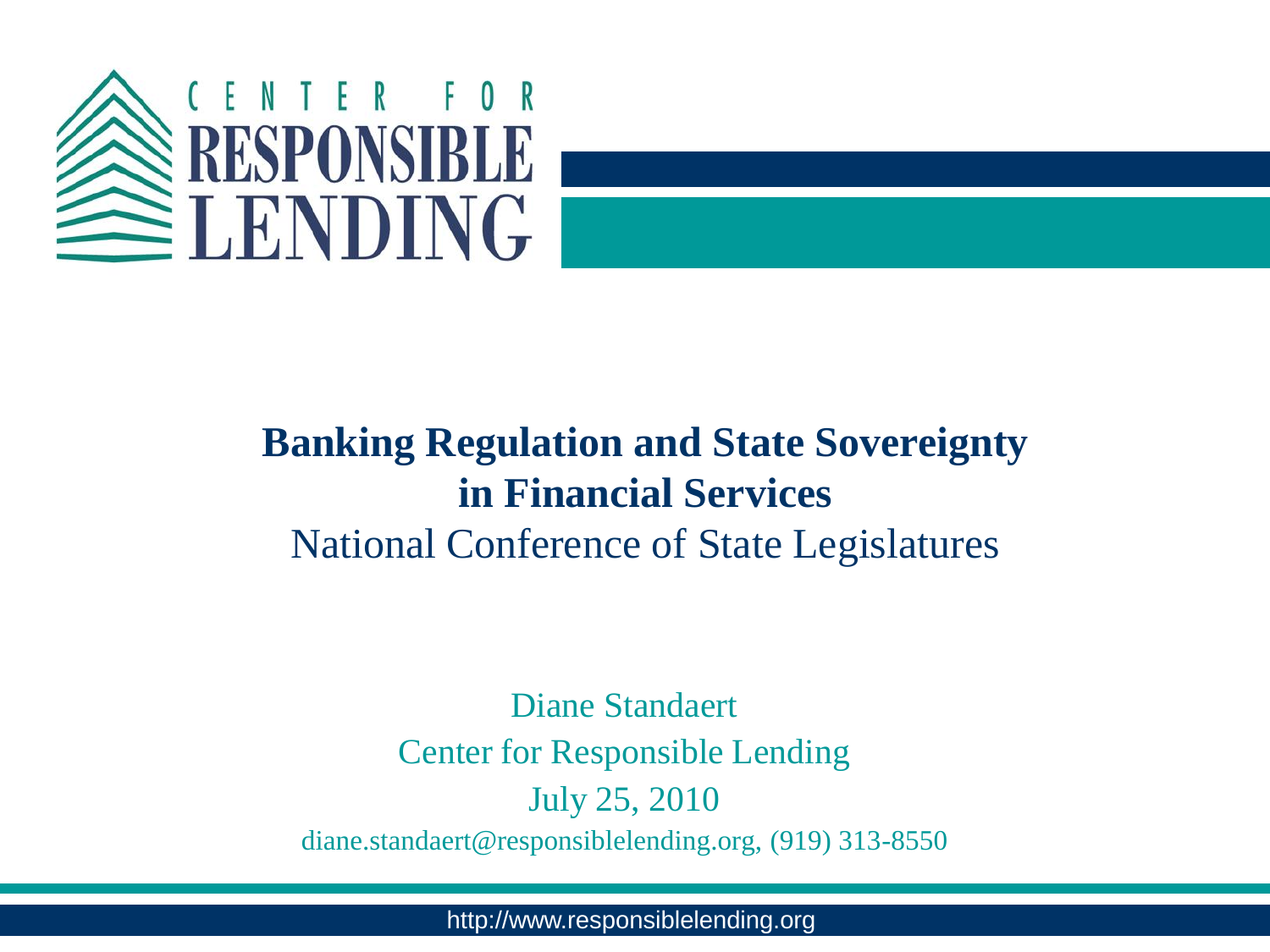CENTER FOR RESPONSIBLE LENDING

# Banking Regulation and State Sovereignty in Financial Services

National Conference of State Legislatures

Diane Standaert

Center for Responsible Lending

July 25, 2010

diane.standaert@responsiblelending.org, (919) 313-8550

http://www.responsiblelending.org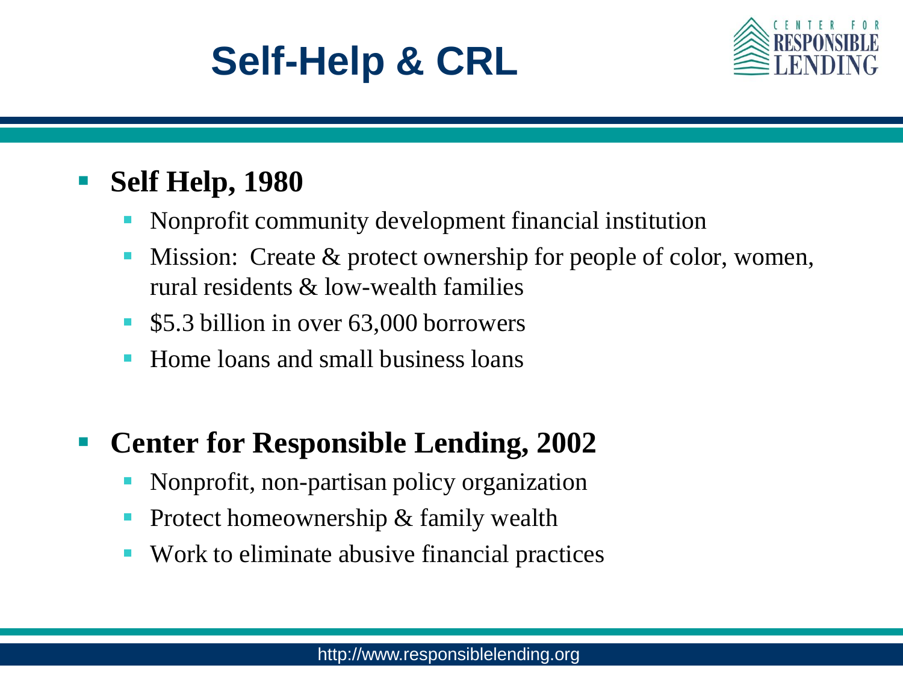# Self-Help & CRL

- **Self Help, 1980**
  - Nonprofit community development financial institution
  - Mission: Create & protect ownership for people of color, women, rural residents & low-wealth families
  - $5.3 billion in over 63,000 borrowers
  - Home loans and small business loans
- **Center for Responsible Lending, 2002**
  - Nonprofit, non-partisan policy organization
  - Protect homeownership & family wealth
  - Work to eliminate abusive financial practices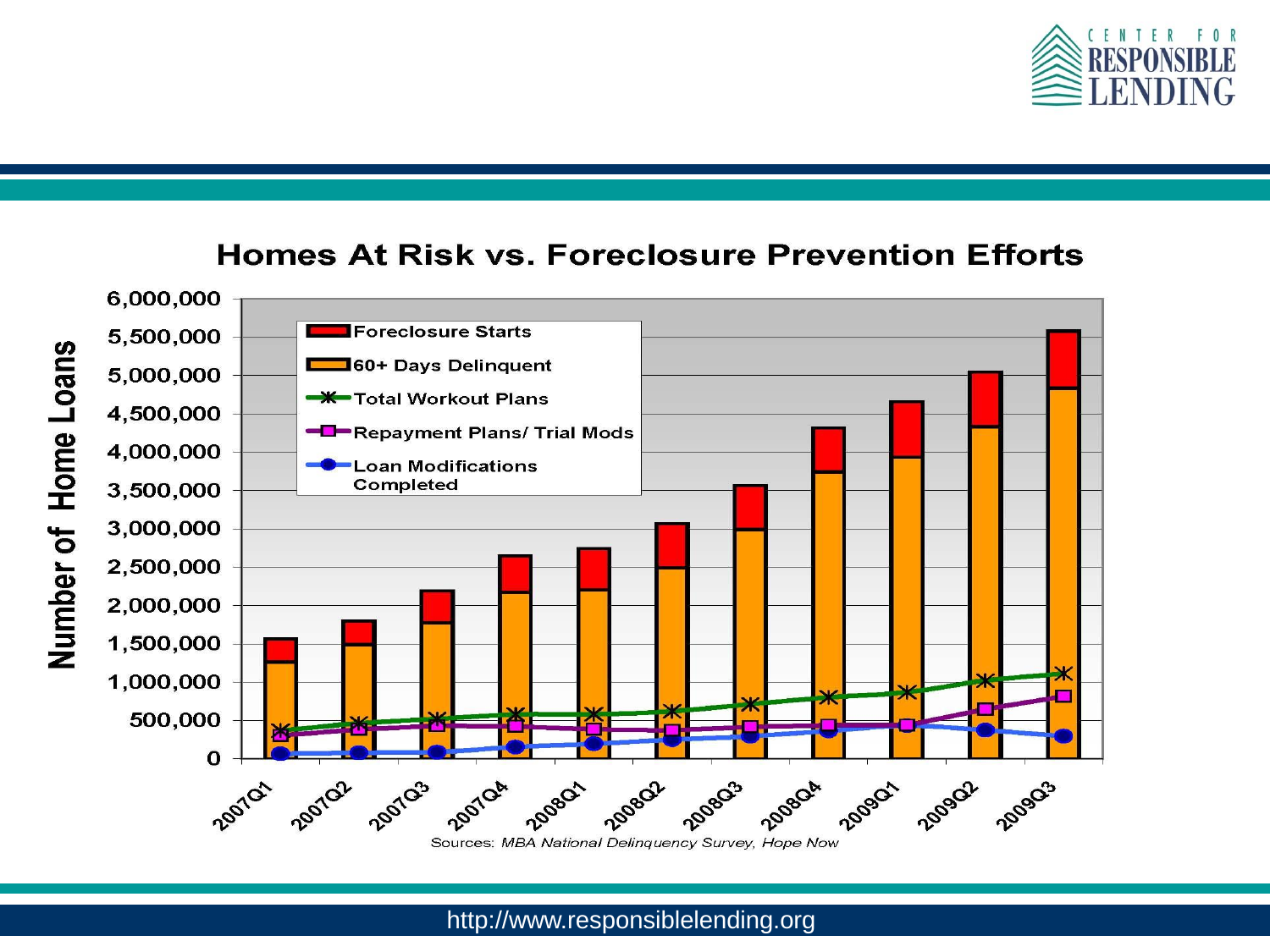## Homes At Risk vs. Foreclosure Prevention Efforts

Number of Home Loans

Foreclosure Starts
60+ Days Delinquent
Total Workout Plans
Repayment Plans/ Trial Mods
Loan Modifications Completed

6,000,000
5,500,000
5,000,000
4,500,000
4,000,000
3,500,000
3,000,000
2,500,000
2,000,000
1,500,000
1,000,000
500,000
0

2007Q1, 2007Q2, 2007Q3, 2007Q4, 2008Q1, 2008Q2, 2008Q3, 2008Q4, 2009Q1, 2009Q2, 2009Q3

Sources: *MBA National Delinquency Survey, Hope Now*

http://www.responsiblelending.org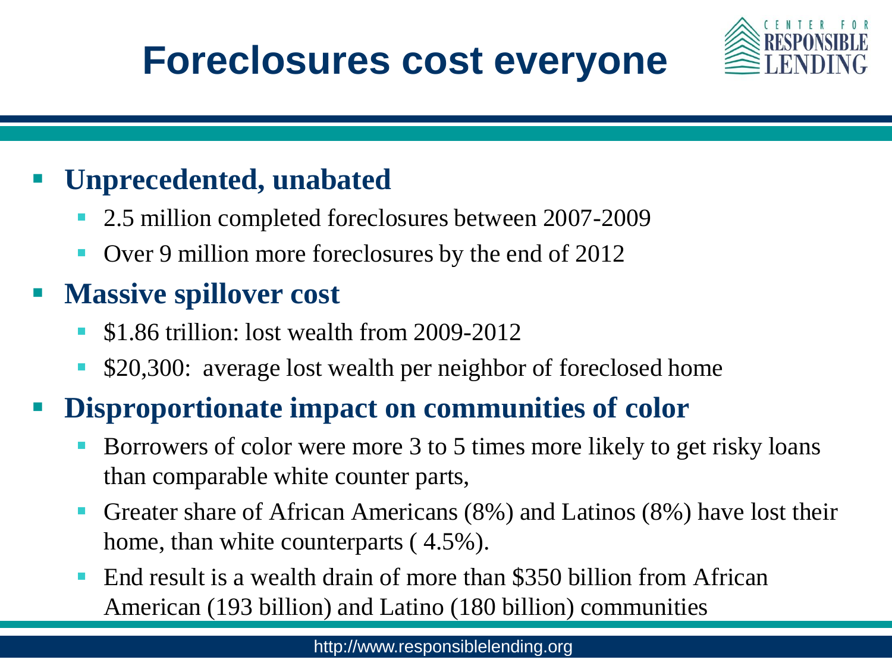# Foreclosures cost everyone

- **Unprecedented, unabated**
  - 2.5 million completed foreclosures between 2007-2009
  - Over 9 million more foreclosures by the end of 2012
- **Massive spillover cost**
  - $1.86 trillion: lost wealth from 2009-2012
  - $20,300: average lost wealth per neighbor of foreclosed home
- **Disproportionate impact on communities of color**
  - Borrowers of color were more 3 to 5 times more likely to get risky loans than comparable white counter parts,
  - Greater share of African Americans (8%) and Latinos (8%) have lost their home, than white counterparts ( 4.5%).
  - End result is a wealth drain of more than $350 billion from African American (193 billion) and Latino (180 billion) communities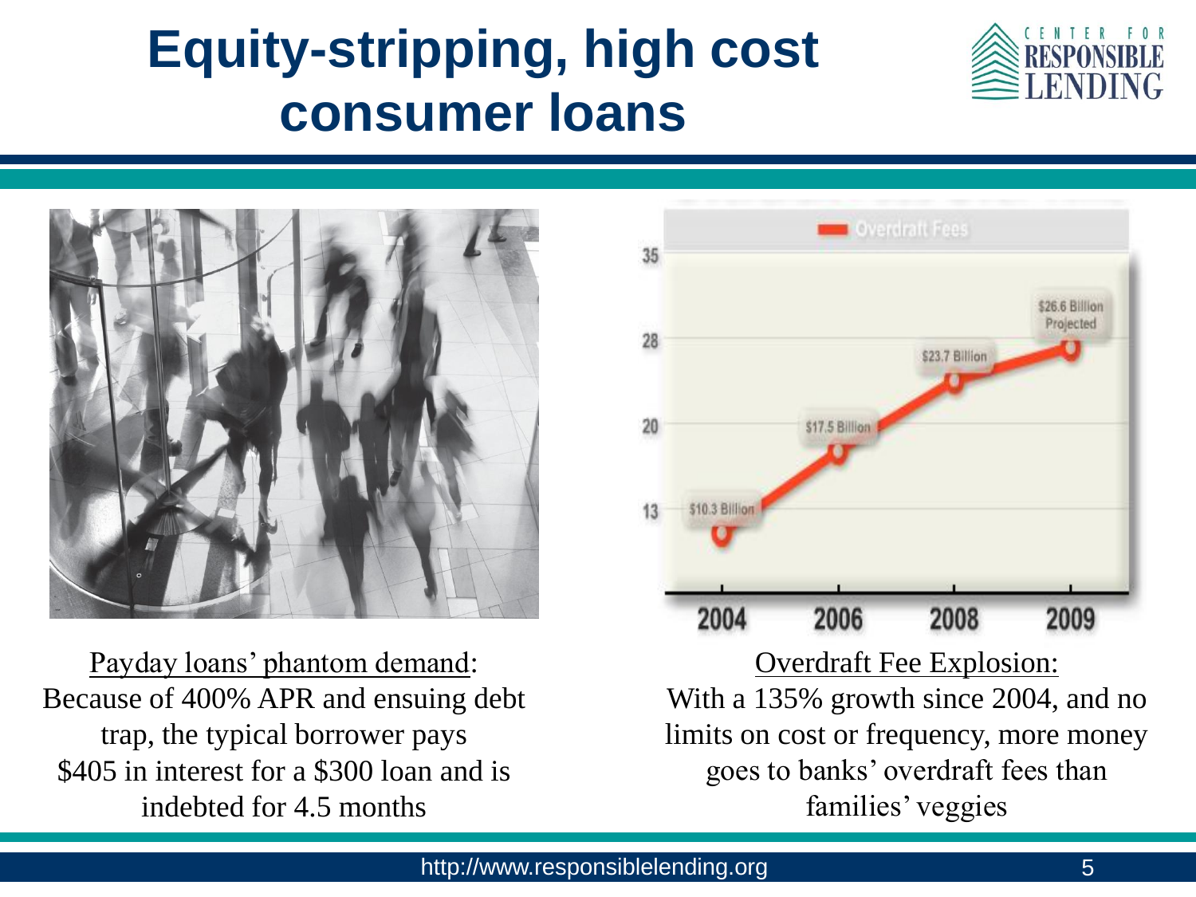# Equity-stripping, high cost consumer loans

Payday loans' phantom demand: Because of 400% APR and ensuing debt trap, the typical borrower pays $405 in interest for a $300 loan and is indebted for 4.5 months

Overdraft Fee Explosion: With a 135% growth since 2004, and no limits on cost or frequency, more money goes to banks' overdraft fees than families' veggies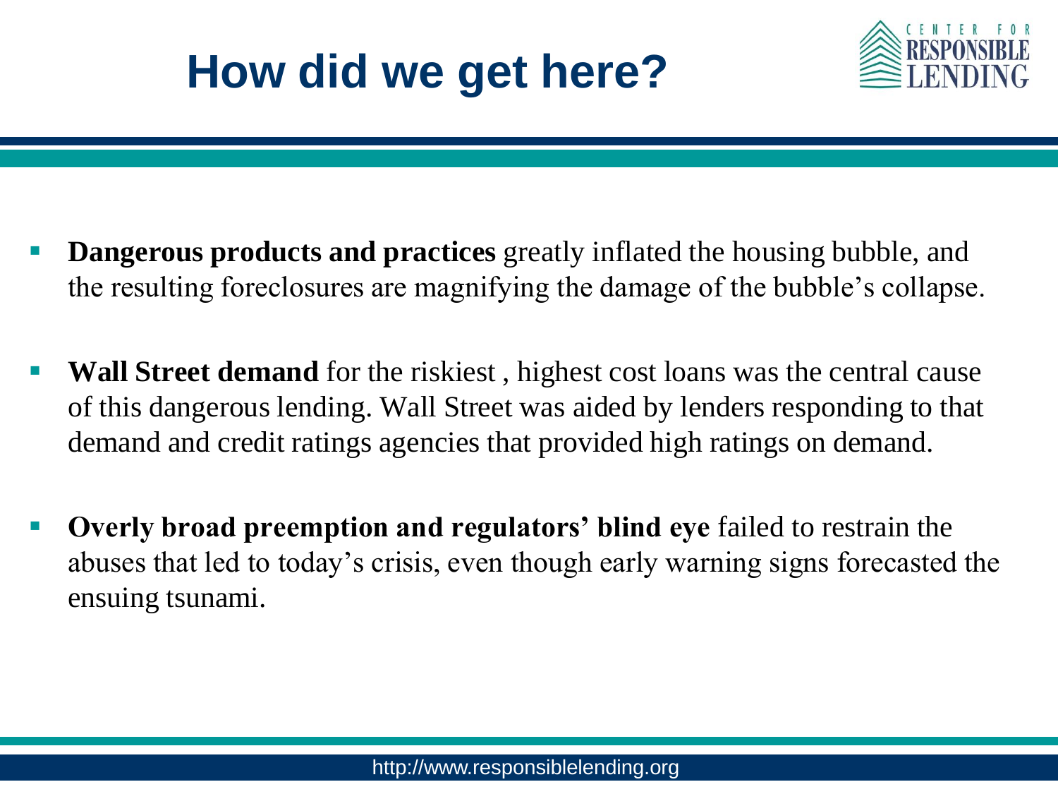# How did we get here?

- **Dangerous products and practices** greatly inflated the housing bubble, and the resulting foreclosures are magnifying the damage of the bubble's collapse.
- **Wall Street demand** for the riskiest , highest cost loans was the central cause of this dangerous lending. Wall Street was aided by lenders responding to that demand and credit ratings agencies that provided high ratings on demand.
- **Overly broad preemption and regulators' blind eye** failed to restrain the abuses that led to today's crisis, even though early warning signs forecasted the ensuing tsunami.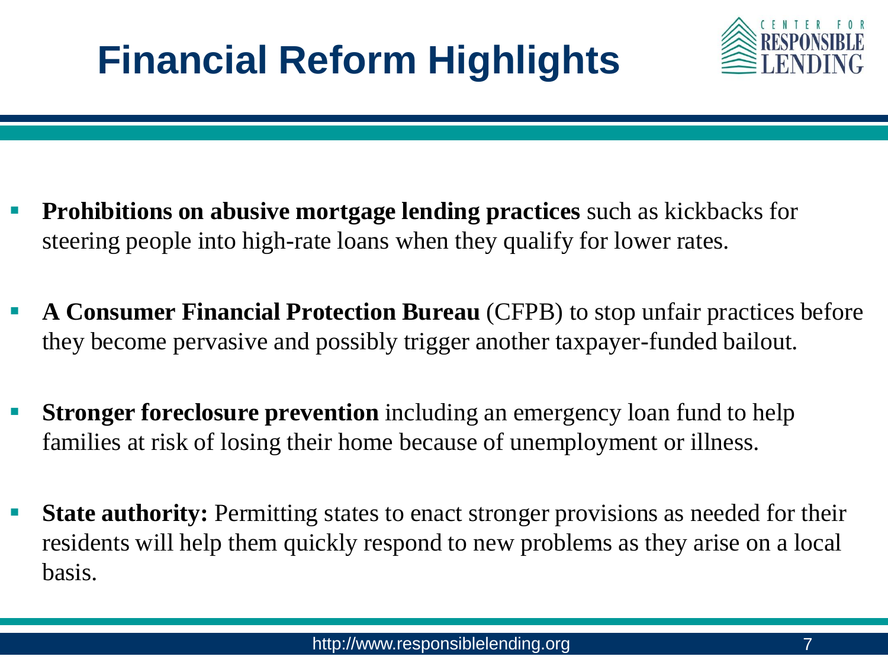# Financial Reform Highlights

- **Prohibitions on abusive mortgage lending practices** such as kickbacks for steering people into high-rate loans when they qualify for lower rates.
- **A Consumer Financial Protection Bureau** (CFPB) to stop unfair practices before they become pervasive and possibly trigger another taxpayer-funded bailout.
- **Stronger foreclosure prevention** including an emergency loan fund to help families at risk of losing their home because of unemployment or illness.
- **State authority:** Permitting states to enact stronger provisions as needed for their residents will help them quickly respond to new problems as they arise on a local basis.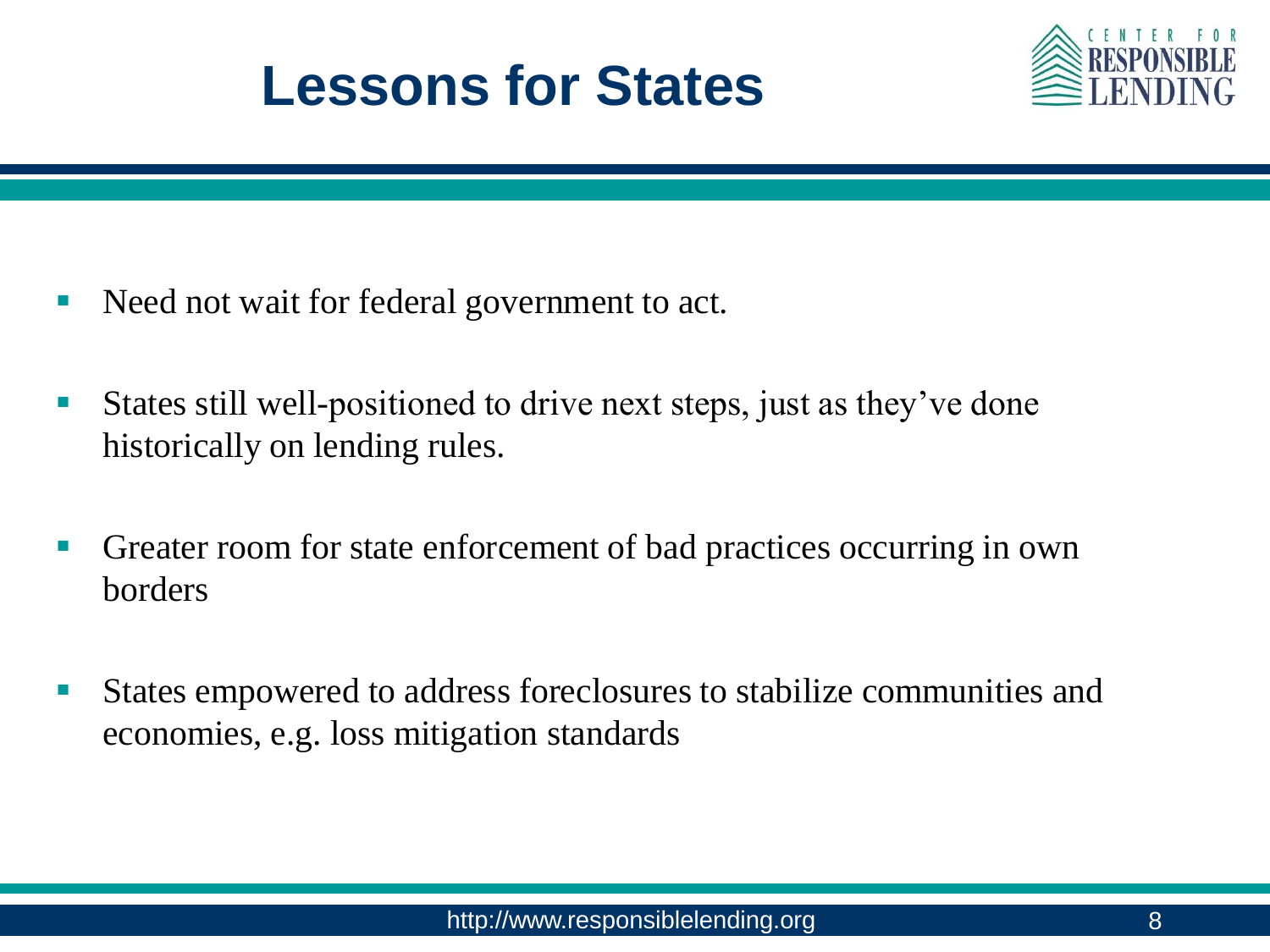# Lessons for States

- Need not wait for federal government to act.
- States still well-positioned to drive next steps, just as they've done historically on lending rules.
- Greater room for state enforcement of bad practices occurring in own borders
- States empowered to address foreclosures to stabilize communities and economies, e.g. loss mitigation standards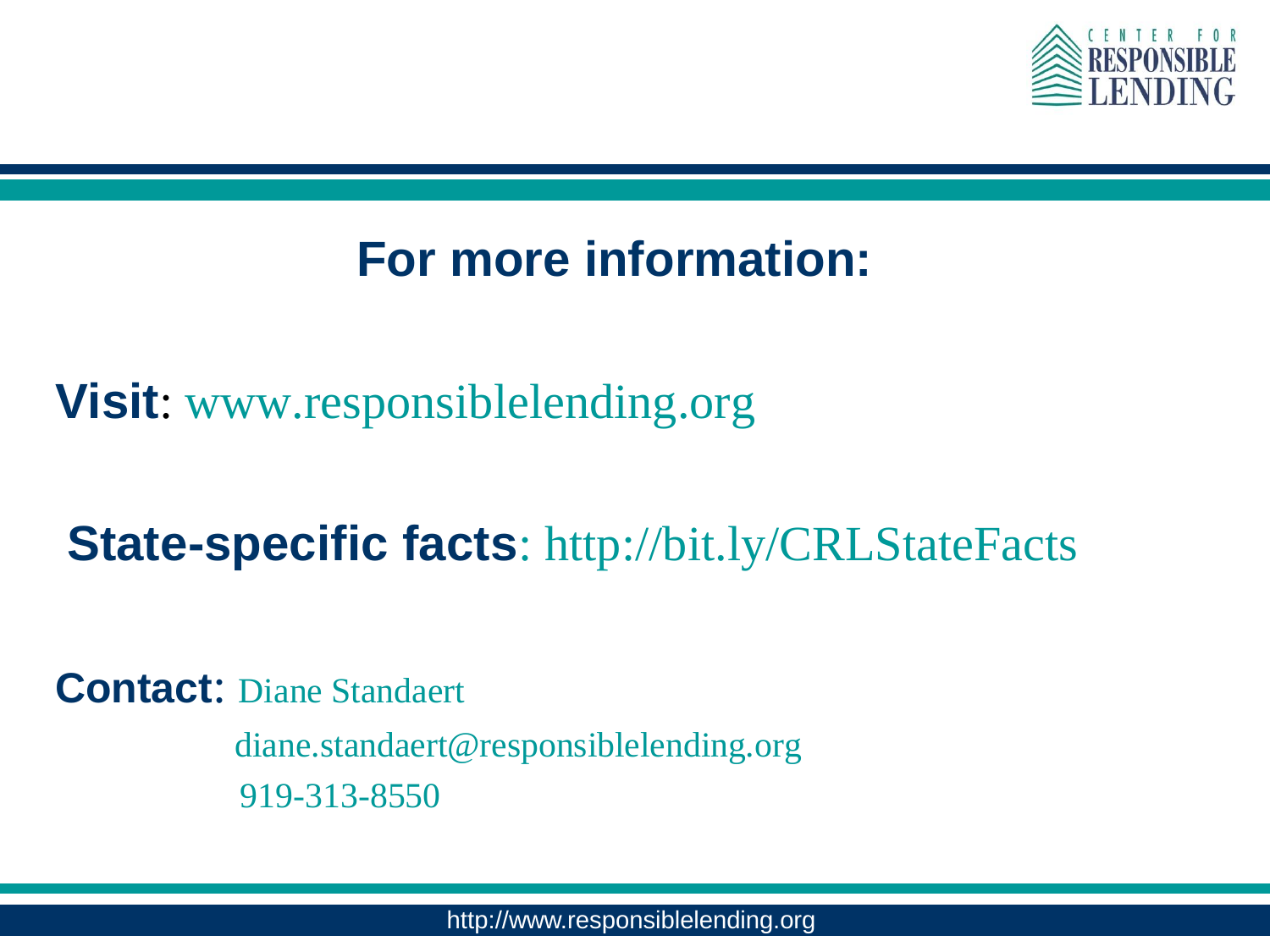# For more information:

**Visit**: www.responsiblelending.org

**State-specific facts**: http://bit.ly/CRLStateFacts

**Contact**: Diane Standaert
diane.standaert@responsiblelending.org
919-313-8550